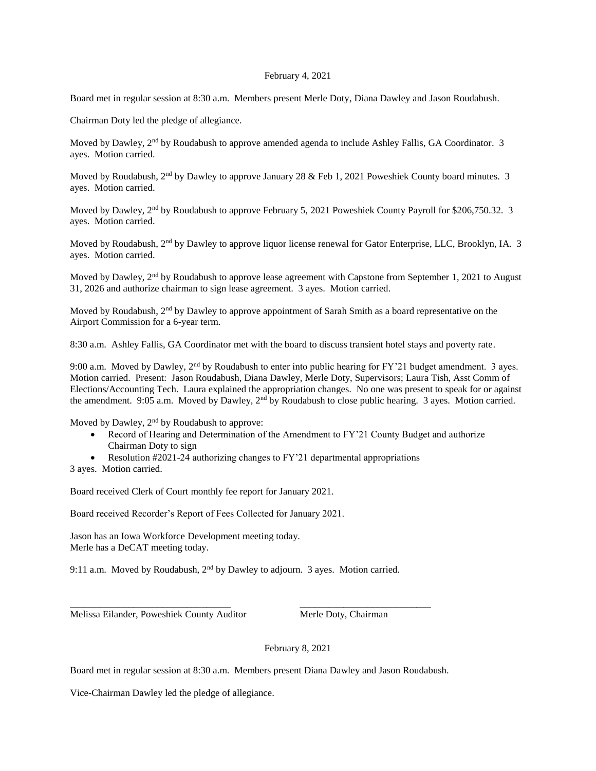February 4, 2021

Board met in regular session at 8:30 a.m. Members present Merle Doty, Diana Dawley and Jason Roudabush.

Chairman Doty led the pledge of allegiance.

Moved by Dawley, 2nd by Roudabush to approve amended agenda to include Ashley Fallis, GA Coordinator. 3 ayes. Motion carried.

Moved by Roudabush, 2nd by Dawley to approve January 28 & Feb 1, 2021 Poweshiek County board minutes. 3 ayes. Motion carried.

Moved by Dawley, 2nd by Roudabush to approve February 5, 2021 Poweshiek County Payroll for $206,750.32. 3 ayes. Motion carried.

Moved by Roudabush, 2nd by Dawley to approve liquor license renewal for Gator Enterprise, LLC, Brooklyn, IA. 3 ayes. Motion carried.

Moved by Dawley, 2nd by Roudabush to approve lease agreement with Capstone from September 1, 2021 to August 31, 2026 and authorize chairman to sign lease agreement. 3 ayes. Motion carried.

Moved by Roudabush, 2nd by Dawley to approve appointment of Sarah Smith as a board representative on the Airport Commission for a 6-year term.

8:30 a.m. Ashley Fallis, GA Coordinator met with the board to discuss transient hotel stays and poverty rate.

9:00 a.m. Moved by Dawley, 2nd by Roudabush to enter into public hearing for FY'21 budget amendment. 3 ayes. Motion carried. Present: Jason Roudabush, Diana Dawley, Merle Doty, Supervisors; Laura Tish, Asst Comm of Elections/Accounting Tech. Laura explained the appropriation changes. No one was present to speak for or against the amendment. 9:05 a.m. Moved by Dawley, 2nd by Roudabush to close public hearing. 3 ayes. Motion carried.

Moved by Dawley, 2nd by Roudabush to approve:

- Record of Hearing and Determination of the Amendment to FY'21 County Budget and authorize Chairman Doty to sign
- Resolution #2021-24 authorizing changes to FY'21 departmental appropriations

3 ayes. Motion carried.

Board received Clerk of Court monthly fee report for January 2021.

Board received Recorder's Report of Fees Collected for January 2021.

Jason has an Iowa Workforce Development meeting today.
Merle has a DeCAT meeting today.

9:11 a.m. Moved by Roudabush, 2nd by Dawley to adjourn. 3 ayes. Motion carried.

\_\_\_\_\_\_\_\_\_\_\_\_\_\_\_\_\_\_\_\_\_\_\_\_\_\_\_\_\_\_\_\_\_ \_\_\_\_\_\_\_\_\_\_\_\_\_\_\_\_\_\_\_\_\_\_\_\_\_\_\_
Melissa Eilander, Poweshiek County Auditor Merle Doty, Chairman

February 8, 2021

Board met in regular session at 8:30 a.m. Members present Diana Dawley and Jason Roudabush.

Vice-Chairman Dawley led the pledge of allegiance.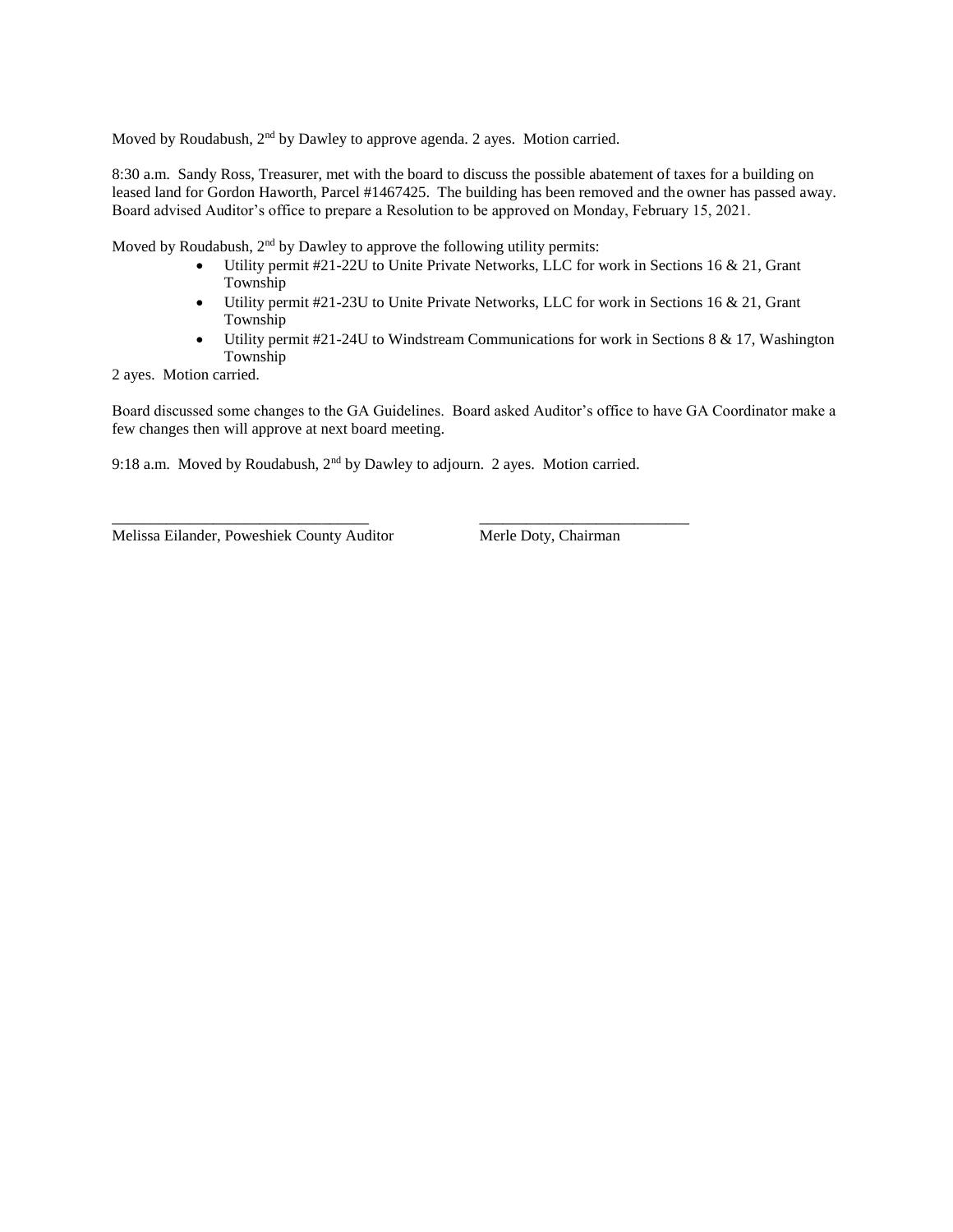Moved by Roudabush, 2nd by Dawley to approve agenda. 2 ayes. Motion carried.

8:30 a.m. Sandy Ross, Treasurer, met with the board to discuss the possible abatement of taxes for a building on leased land for Gordon Haworth, Parcel #1467425. The building has been removed and the owner has passed away. Board advised Auditor's office to prepare a Resolution to be approved on Monday, February 15, 2021.

Moved by Roudabush, 2nd by Dawley to approve the following utility permits:

- Utility permit #21-22U to Unite Private Networks, LLC for work in Sections 16 & 21, Grant Township
- Utility permit #21-23U to Unite Private Networks, LLC for work in Sections 16 & 21, Grant Township
- Utility permit #21-24U to Windstream Communications for work in Sections 8 & 17, Washington Township

2 ayes. Motion carried.

Board discussed some changes to the GA Guidelines. Board asked Auditor's office to have GA Coordinator make a few changes then will approve at next board meeting.

9:18 a.m. Moved by Roudabush, 2nd by Dawley to adjourn. 2 ayes. Motion carried.

\_\_\_\_\_\_\_\_\_\_\_\_\_\_\_\_\_\_\_\_\_\_\_\_\_\_\_\_\_\_\_\_\_\_ \_\_\_\_\_\_\_\_\_\_\_\_\_\_\_\_\_\_\_\_\_\_\_\_\_\_\_\_

Melissa Eilander, Poweshiek County Auditor Merle Doty, Chairman